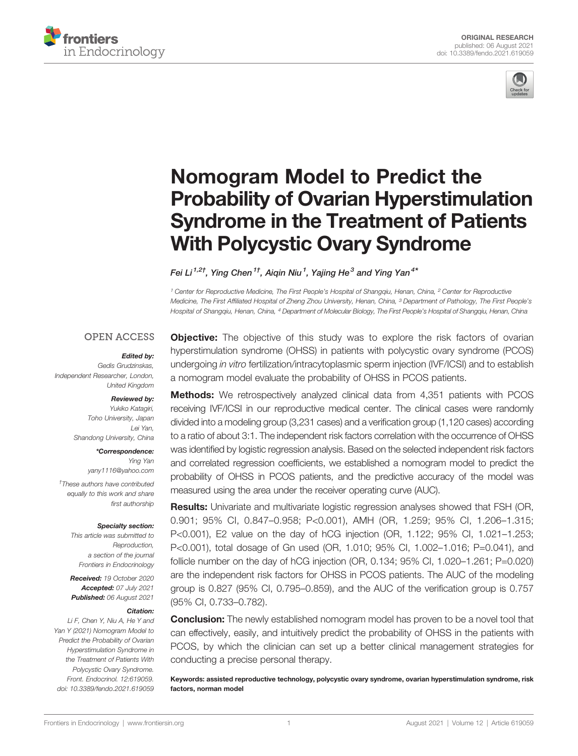ORIGINAL RESEARCH
published: 06 August 2021
doi: 10.3389/fendo.2021.619059

# Nomogram Model to Predict the Probability of Ovarian Hyperstimulation Syndrome in the Treatment of Patients With Polycystic Ovary Syndrome

Fei Li[1,2†], Ying Chen[1†], Aiqin Niu[1], Yajing He[3] and Ying Yan[4*]

[1] Center for Reproductive Medicine, The First People's Hospital of Shangqiu, Henan, China, [2] Center for Reproductive Medicine, The First Affiliated Hospital of Zheng Zhou University, Henan, China, [3] Department of Pathology, The First People's Hospital of Shangqiu, Henan, China, [4] Department of Molecular Biology, The First People's Hospital of Shangqiu, Henan, China

OPEN ACCESS

*Edited by:*
Gedis Grudzinskas,
Independent Researcher, London,
United Kingdom

*Reviewed by:*
Yukiko Katagiri,
Toho University, Japan
Lei Yan,
Shandong University, China

**\*Correspondence:**
Ying Yan
yany1116@yahoo.com

†These authors have contributed equally to this work and share first authorship

*Specialty section:*
This article was submitted to Reproduction, a section of the journal Frontiers in Endocrinology

**Received:** 19 October 2020
**Accepted:** 07 July 2021
**Published:** 06 August 2021

*Citation:*
Li F, Chen Y, Niu A, He Y and Yan Y (2021) Nomogram Model to Predict the Probability of Ovarian Hyperstimulation Syndrome in the Treatment of Patients With Polycystic Ovary Syndrome. Front. Endocrinol. 12:619059. doi: 10.3389/fendo.2021.619059

**Objective:** The objective of this study was to explore the risk factors of ovarian hyperstimulation syndrome (OHSS) in patients with polycystic ovary syndrome (PCOS) undergoing *in vitro* fertilization/intracytoplasmic sperm injection (IVF/ICSI) and to establish a nomogram model evaluate the probability of OHSS in PCOS patients.

**Methods:** We retrospectively analyzed clinical data from 4,351 patients with PCOS receiving IVF/ICSI in our reproductive medical center. The clinical cases were randomly divided into a modeling group (3,231 cases) and a verification group (1,120 cases) according to a ratio of about 3:1. The independent risk factors correlation with the occurrence of OHSS was identified by logistic regression analysis. Based on the selected independent risk factors and correlated regression coefficients, we established a nomogram model to predict the probability of OHSS in PCOS patients, and the predictive accuracy of the model was measured using the area under the receiver operating curve (AUC).

**Results:** Univariate and multivariate logistic regression analyses showed that FSH (OR, 0.901; 95% CI, 0.847–0.958; P<0.001), AMH (OR, 1.259; 95% CI, 1.206–1.315; P<0.001), E2 value on the day of hCG injection (OR, 1.122; 95% CI, 1.021–1.253; P<0.001), total dosage of Gn used (OR, 1.010; 95% CI, 1.002–1.016; P=0.041), and follicle number on the day of hCG injection (OR, 0.134; 95% CI, 1.020–1.261; P=0.020) are the independent risk factors for OHSS in PCOS patients. The AUC of the modeling group is 0.827 (95% CI, 0.795–0.859), and the AUC of the verification group is 0.757 (95% CI, 0.733–0.782).

**Conclusion:** The newly established nomogram model has proven to be a novel tool that can effectively, easily, and intuitively predict the probability of OHSS in the patients with PCOS, by which the clinician can set up a better clinical management strategies for conducting a precise personal therapy.

**Keywords: assisted reproductive technology, polycystic ovary syndrome, ovarian hyperstimulation syndrome, risk factors, norman model**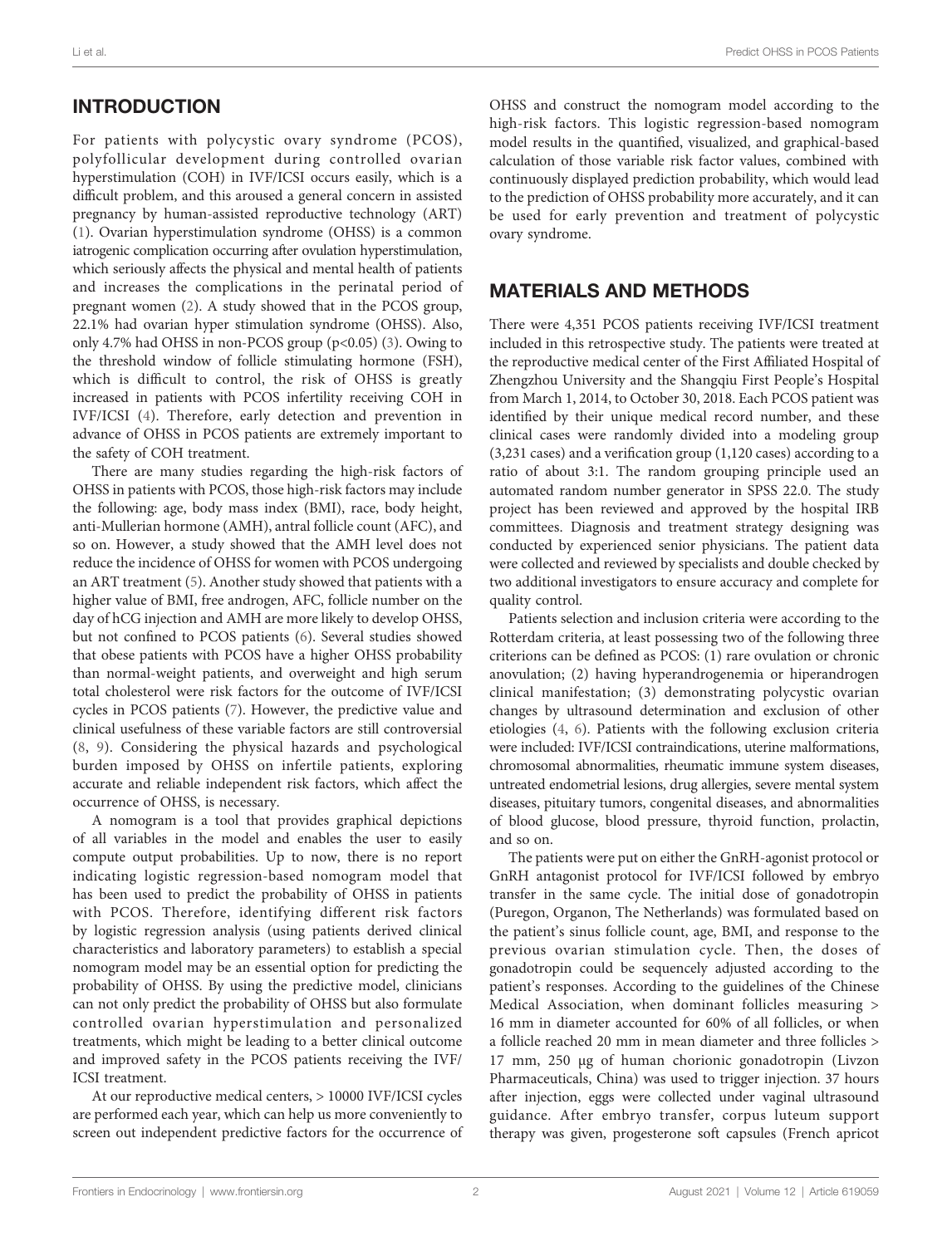## INTRODUCTION

For patients with polycystic ovary syndrome (PCOS), polyfollicular development during controlled ovarian hyperstimulation (COH) in IVF/ICSI occurs easily, which is a difficult problem, and this aroused a general concern in assisted pregnancy by human-assisted reproductive technology (ART) (1). Ovarian hyperstimulation syndrome (OHSS) is a common iatrogenic complication occurring after ovulation hyperstimulation, which seriously affects the physical and mental health of patients and increases the complications in the perinatal period of pregnant women (2). A study showed that in the PCOS group, 22.1% had ovarian hyper stimulation syndrome (OHSS). Also, only 4.7% had OHSS in non-PCOS group ($p<0.05$) (3). Owing to the threshold window of follicle stimulating hormone (FSH), which is difficult to control, the risk of OHSS is greatly increased in patients with PCOS infertility receiving COH in IVF/ICSI (4). Therefore, early detection and prevention in advance of OHSS in PCOS patients are extremely important to the safety of COH treatment.

There are many studies regarding the high-risk factors of OHSS in patients with PCOS, those high-risk factors may include the following: age, body mass index (BMI), race, body height, anti-Mullerian hormone (AMH), antral follicle count (AFC), and so on. However, a study showed that the AMH level does not reduce the incidence of OHSS for women with PCOS undergoing an ART treatment (5). Another study showed that patients with a higher value of BMI, free androgen, AFC, follicle number on the day of hCG injection and AMH are more likely to develop OHSS, but not confined to PCOS patients (6). Several studies showed that obese patients with PCOS have a higher OHSS probability than normal-weight patients, and overweight and high serum total cholesterol were risk factors for the outcome of IVF/ICSI cycles in PCOS patients (7). However, the predictive value and clinical usefulness of these variable factors are still controversial (8, 9). Considering the physical hazards and psychological burden imposed by OHSS on infertile patients, exploring accurate and reliable independent risk factors, which affect the occurrence of OHSS, is necessary.

A nomogram is a tool that provides graphical depictions of all variables in the model and enables the user to easily compute output probabilities. Up to now, there is no report indicating logistic regression-based nomogram model that has been used to predict the probability of OHSS in patients with PCOS. Therefore, identifying different risk factors by logistic regression analysis (using patients derived clinical characteristics and laboratory parameters) to establish a special nomogram model may be an essential option for predicting the probability of OHSS. By using the predictive model, clinicians can not only predict the probability of OHSS but also formulate controlled ovarian hyperstimulation and personalized treatments, which might be leading to a better clinical outcome and improved safety in the PCOS patients receiving the IVF/ICSI treatment.

At our reproductive medical centers, > 10000 IVF/ICSI cycles are performed each year, which can help us more conveniently to screen out independent predictive factors for the occurrence of OHSS and construct the nomogram model according to the high-risk factors. This logistic regression-based nomogram model results in the quantified, visualized, and graphical-based calculation of those variable risk factor values, combined with continuously displayed prediction probability, which would lead to the prediction of OHSS probability more accurately, and it can be used for early prevention and treatment of polycystic ovary syndrome.

## MATERIALS AND METHODS

There were 4,351 PCOS patients receiving IVF/ICSI treatment included in this retrospective study. The patients were treated at the reproductive medical center of the First Affiliated Hospital of Zhengzhou University and the Shangqiu First People's Hospital from March 1, 2014, to October 30, 2018. Each PCOS patient was identified by their unique medical record number, and these clinical cases were randomly divided into a modeling group (3,231 cases) and a verification group (1,120 cases) according to a ratio of about 3:1. The random grouping principle used an automated random number generator in SPSS 22.0. The study project has been reviewed and approved by the hospital IRB committees. Diagnosis and treatment strategy designing was conducted by experienced senior physicians. The patient data were collected and reviewed by specialists and double checked by two additional investigators to ensure accuracy and complete for quality control.

Patients selection and inclusion criteria were according to the Rotterdam criteria, at least possessing two of the following three criterions can be defined as PCOS: (1) rare ovulation or chronic anovulation; (2) having hyperandrogenemia or hiperandrogen clinical manifestation; (3) demonstrating polycystic ovarian changes by ultrasound determination and exclusion of other etiologies (4, 6). Patients with the following exclusion criteria were included: IVF/ICSI contraindications, uterine malformations, chromosomal abnormalities, rheumatic immune system diseases, untreated endometrial lesions, drug allergies, severe mental system diseases, pituitary tumors, congenital diseases, and abnormalities of blood glucose, blood pressure, thyroid function, prolactin, and so on.

The patients were put on either the GnRH-agonist protocol or GnRH antagonist protocol for IVF/ICSI followed by embryo transfer in the same cycle. The initial dose of gonadotropin (Puregon, Organon, The Netherlands) was formulated based on the patient's sinus follicle count, age, BMI, and response to the previous ovarian stimulation cycle. Then, the doses of gonadotropin could be sequencely adjusted according to the patient's responses. According to the guidelines of the Chinese Medical Association, when dominant follicles measuring > 16 mm in diameter accounted for 60% of all follicles, or when a follicle reached 20 mm in mean diameter and three follicles > 17 mm, 250 μg of human chorionic gonadotropin (Livzon Pharmaceuticals, China) was used to trigger injection. 37 hours after injection, eggs were collected under vaginal ultrasound guidance. After embryo transfer, corpus luteum support therapy was given, progesterone soft capsules (French apricot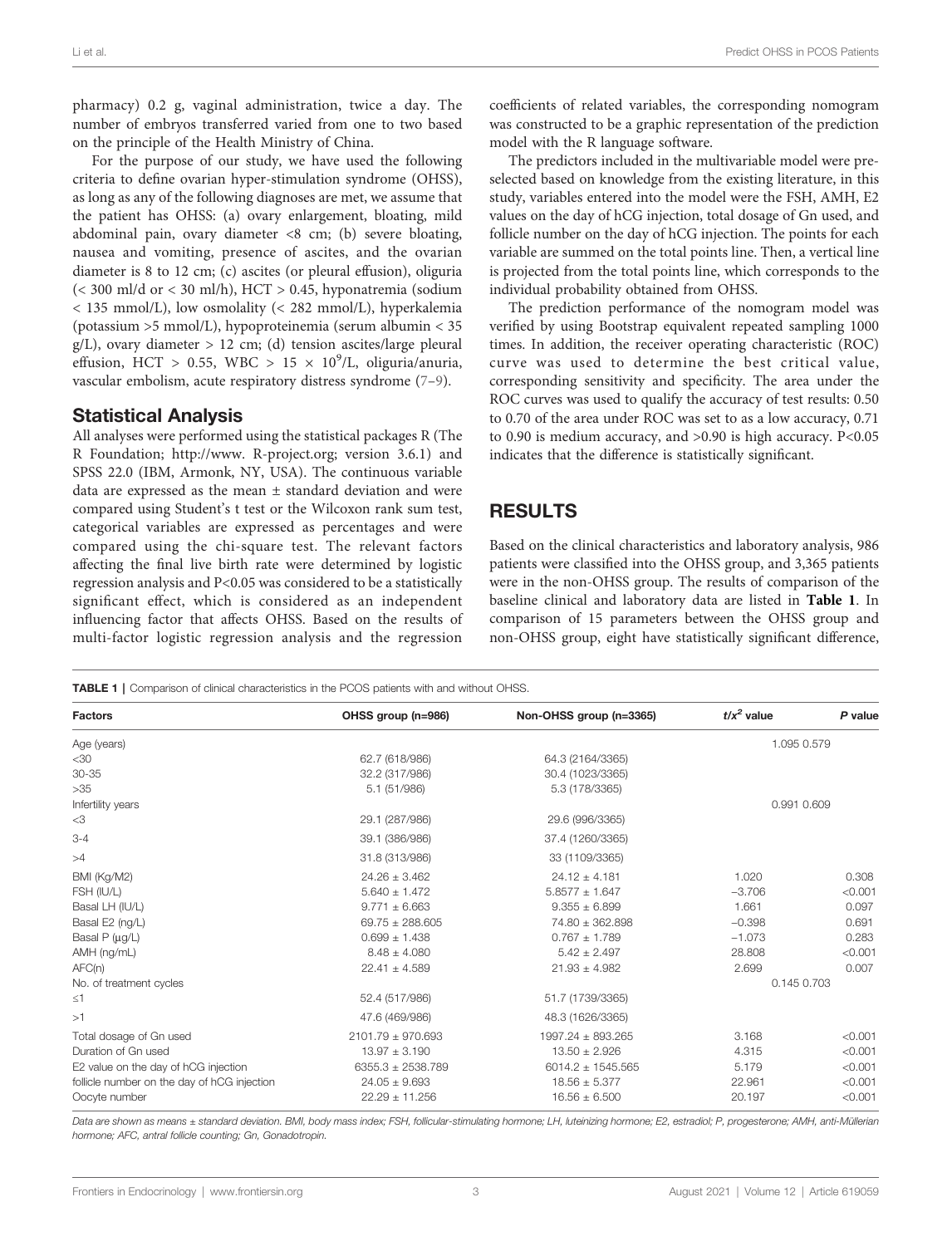pharmacy) 0.2 g, vaginal administration, twice a day. The number of embryos transferred varied from one to two based on the principle of the Health Ministry of China.

For the purpose of our study, we have used the following criteria to define ovarian hyper-stimulation syndrome (OHSS), as long as any of the following diagnoses are met, we assume that the patient has OHSS: (a) ovary enlargement, bloating, mild abdominal pain, ovary diameter <8 cm; (b) severe bloating, nausea and vomiting, presence of ascites, and the ovarian diameter is 8 to 12 cm; (c) ascites (or pleural effusion), oliguria (< 300 ml/d or < 30 ml/h), HCT > 0.45, hyponatremia (sodium < 135 mmol/L), low osmolality (< 282 mmol/L), hyperkalemia (potassium >5 mmol/L), hypoproteinemia (serum albumin < 35 g/L), ovary diameter > 12 cm; (d) tension ascites/large pleural effusion, HCT > 0.55, WBC > 15 × $10^9$/L, oliguria/anuria, vascular embolism, acute respiratory distress syndrome (7–9).

## Statistical Analysis

All analyses were performed using the statistical packages R (The R Foundation; http://www. R-project.org; version 3.6.1) and SPSS 22.0 (IBM, Armonk, NY, USA). The continuous variable data are expressed as the mean ± standard deviation and were compared using Student's t test or the Wilcoxon rank sum test, categorical variables are expressed as percentages and were compared using the chi-square test. The relevant factors affecting the final live birth rate were determined by logistic regression analysis and P<0.05 was considered to be a statistically significant effect, which is considered as an independent influencing factor that affects OHSS. Based on the results of multi-factor logistic regression analysis and the regression coefficients of related variables, the corresponding nomogram was constructed to be a graphic representation of the prediction model with the R language software.

The predictors included in the multivariable model were pre-selected based on knowledge from the existing literature, in this study, variables entered into the model were the FSH, AMH, E2 values on the day of hCG injection, total dosage of Gn used, and follicle number on the day of hCG injection. The points for each variable are summed on the total points line. Then, a vertical line is projected from the total points line, which corresponds to the individual probability obtained from OHSS.

The prediction performance of the nomogram model was verified by using Bootstrap equivalent repeated sampling 1000 times. In addition, the receiver operating characteristic (ROC) curve was used to determine the best critical value, corresponding sensitivity and specificity. The area under the ROC curves was used to qualify the accuracy of test results: 0.50 to 0.70 of the area under ROC was set to as a low accuracy, 0.71 to 0.90 is medium accuracy, and >0.90 is high accuracy. P<0.05 indicates that the difference is statistically significant.

# RESULTS

Based on the clinical characteristics and laboratory analysis, 986 patients were classified into the OHSS group, and 3,365 patients were in the non-OHSS group. The results of comparison of the baseline clinical and laboratory data are listed in **Table 1**. In comparison of 15 parameters between the OHSS group and non-OHSS group, eight have statistically significant difference,

**TABLE 1** | Comparison of clinical characteristics in the PCOS patients with and without OHSS.

| Factors | OHSS group (n=986) | Non-OHSS group (n=3365) | $t/x^2$ value | P value |
|---|---|---|---|---|
| Age (years) | | | 1.095 | 0.579 |
| <30 | 62.7 (618/986) | 64.3 (2164/3365) | | |
| 30-35 | 32.2 (317/986) | 30.4 (1023/3365) | | |
| >35 | 5.1 (51/986) | 5.3 (178/3365) | | |
| Infertility years | | | 0.991 | 0.609 |
| <3 | 29.1 (287/986) | 29.6 (996/3365) | | |
| 3-4 | 39.1 (386/986) | 37.4 (1260/3365) | | |
| >4 | 31.8 (313/986) | 33 (1109/3365) | | |
| BMI (Kg/M2) | 24.26 ± 3.462 | 24.12 ± 4.181 | 1.020 | 0.308 |
| FSH (IU/L) | 5.640 ± 1.472 | 5.8577 ± 1.647 | −3.706 | <0.001 |
| Basal LH (IU/L) | 9.771 ± 6.663 | 9.355 ± 6.899 | 1.661 | 0.097 |
| Basal E2 (ng/L) | 69.75 ± 288.605 | 74.80 ± 362.898 | −0.398 | 0.691 |
| Basal P (μg/L) | 0.699 ± 1.438 | 0.767 ± 1.789 | −1.073 | 0.283 |
| AMH (ng/mL) | 8.48 ± 4.080 | 5.42 ± 2.497 | 28.808 | <0.001 |
| AFC(n) | 22.41 ± 4.589 | 21.93 ± 4.982 | 2.699 | 0.007 |
| No. of treatment cycles | | | 0.145 | 0.703 |
| ≤1 | 52.4 (517/986) | 51.7 (1739/3365) | | |
| >1 | 47.6 (469/986) | 48.3 (1626/3365) | | |
| Total dosage of Gn used | 2101.79 ± 970.693 | 1997.24 ± 893.265 | 3.168 | <0.001 |
| Duration of Gn used | 13.97 ± 3.190 | 13.50 ± 2.926 | 4.315 | <0.001 |
| E2 value on the day of hCG injection | 6355.3 ± 2538.789 | 6014.2 ± 1545.565 | 5.179 | <0.001 |
| follicle number on the day of hCG injection | 24.05 ± 9.693 | 18.56 ± 5.377 | 22.961 | <0.001 |
| Oocyte number | 22.29 ± 11.256 | 16.56 ± 6.500 | 20.197 | <0.001 |

*Data are shown as means ± standard deviation. BMI, body mass index; FSH, follicular-stimulating hormone; LH, luteinizing hormone; E2, estradiol; P, progesterone; AMH, anti-Müllerian hormone; AFC, antral follicle counting; Gn, Gonadotropin.*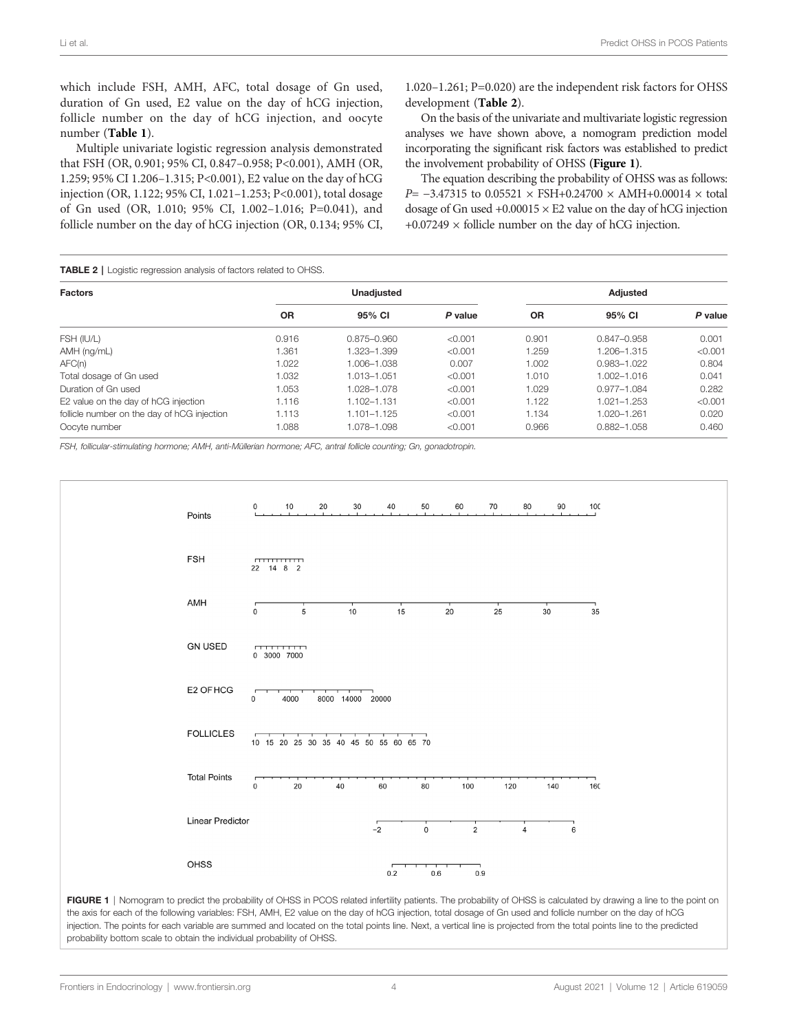which include FSH, AMH, AFC, total dosage of Gn used, duration of Gn used, E2 value on the day of hCG injection, follicle number on the day of hCG injection, and oocyte number (**Table 1**).

Multiple univariate logistic regression analysis demonstrated that FSH (OR, 0.901; 95% CI, 0.847–0.958; P<0.001), AMH (OR, 1.259; 95% CI 1.206–1.315; P<0.001), E2 value on the day of hCG injection (OR, 1.122; 95% CI, 1.021–1.253; P<0.001), total dosage of Gn used (OR, 1.010; 95% CI, 1.002–1.016; P=0.041), and follicle number on the day of hCG injection (OR, 0.134; 95% CI, 1.020–1.261; P=0.020) are the independent risk factors for OHSS development (**Table 2**).

On the basis of the univariate and multivariate logistic regression analyses we have shown above, a nomogram prediction model incorporating the significant risk factors was established to predict the involvement probability of OHSS (**Figure 1**).

The equation describing the probability of OHSS was as follows: $P = -3.47315$ to $0.05521 \times$ FSH$+0.24700 \times$ AMH$+0.00014 \times$ total dosage of Gn used $+0.00015 \times$ E2 value on the day of hCG injection $+0.07249 \times$ follicle number on the day of hCG injection.

**TABLE 2** | Logistic regression analysis of factors related to OHSS.

| Factors | Unadjusted | | | Adjusted | | |
|---|---|---|---|---|---|---|
| | OR | 95% CI | *P* value | OR | 95% CI | *P* value |
| FSH (IU/L) | 0.916 | 0.875–0.960 | <0.001 | 0.901 | 0.847–0.958 | 0.001 |
| AMH (ng/mL) | 1.361 | 1.323–1.399 | <0.001 | 1.259 | 1.206–1.315 | <0.001 |
| AFC(n) | 1.022 | 1.006–1.038 | 0.007 | 1.002 | 0.983–1.022 | 0.804 |
| Total dosage of Gn used | 1.032 | 1.013–1.051 | <0.001 | 1.010 | 1.002–1.016 | 0.041 |
| Duration of Gn used | 1.053 | 1.028–1.078 | <0.001 | 1.029 | 0.977–1.084 | 0.282 |
| E2 value on the day of hCG injection | 1.116 | 1.102–1.131 | <0.001 | 1.122 | 1.021–1.253 | <0.001 |
| follicle number on the day of hCG injection | 1.113 | 1.101–1.125 | <0.001 | 1.134 | 1.020–1.261 | 0.020 |
| Oocyte number | 1.088 | 1.078–1.098 | <0.001 | 0.966 | 0.882–1.058 | 0.460 |

*FSH, follicular-stimulating hormone; AMH, anti-Müllerian hormone; AFC, antral follicle counting; Gn, gonadotropin.*

**FIGURE 1** | Nomogram to predict the probability of OHSS in PCOS related infertility patients. The probability of OHSS is calculated by drawing a line to the point on the axis for each of the following variables: FSH, AMH, E2 value on the day of hCG injection, total dosage of Gn used and follicle number on the day of hCG injection. The points for each variable are summed and located on the total points line. Next, a vertical line is projected from the total points line to the predicted probability bottom scale to obtain the individual probability of OHSS.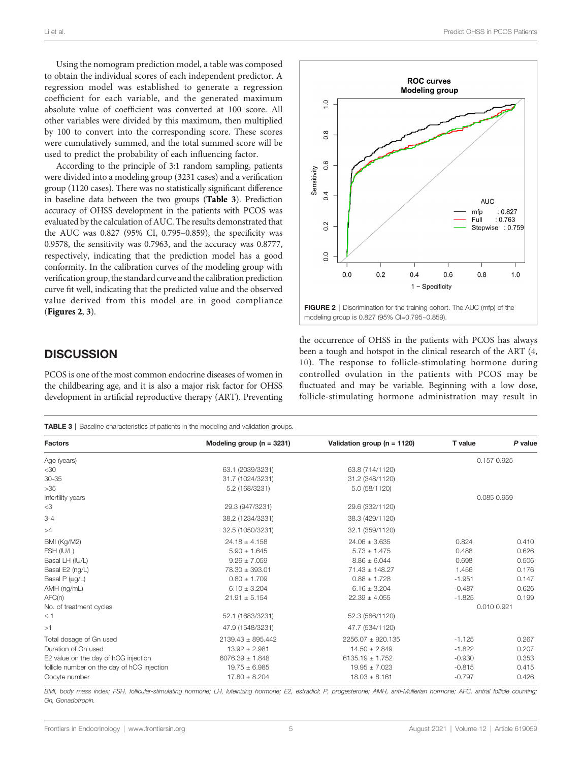Using the nomogram prediction model, a table was composed to obtain the individual scores of each independent predictor. A regression model was established to generate a regression coefficient for each variable, and the generated maximum absolute value of coefficient was converted at 100 score. All other variables were divided by this maximum, then multiplied by 100 to convert into the corresponding score. These scores were cumulatively summed, and the total summed score will be used to predict the probability of each influencing factor.

According to the principle of 3:1 random sampling, patients were divided into a modeling group (3231 cases) and a verification group (1120 cases). There was no statistically significant difference in baseline data between the two groups (**Table 3**). Prediction accuracy of OHSS development in the patients with PCOS was evaluated by the calculation of AUC. The results demonstrated that the AUC was 0.827 (95% CI, 0.795–0.859), the specificity was 0.9578, the sensitivity was 0.7963, and the accuracy was 0.8777, respectively, indicating that the prediction model has a good conformity. In the calibration curves of the modeling group with verification group, the standard curve and the calibration prediction curve fit well, indicating that the predicted value and the observed value derived from this model are in good compliance (**Figures 2**, **3**).

**FIGURE 2** | Discrimination for the training cohort. The AUC (mfp) of the modeling group is 0.827 (95% CI=0.795–0.859).

## DISCUSSION

PCOS is one of the most common endocrine diseases of women in the childbearing age, and it is also a major risk factor for OHSS development in artificial reproductive therapy (ART). Preventing the occurrence of OHSS in the patients with PCOS has always been a tough and hotspot in the clinical research of the ART (4, 10). The response to follicle-stimulating hormone during controlled ovulation in the patients with PCOS may be fluctuated and may be variable. Beginning with a low dose, follicle-stimulating hormone administration may result in

**TABLE 3** | Baseline characteristics of patients in the modeling and validation groups.

| Factors | Modeling group (n = 3231) | Validation group (n = 1120) | T value | *P* value |
|---|---|---|---|---|
| Age (years) | | | 0.157 | 0.925 |
| <30 | 63.1 (2039/3231) | 63.8 (714/1120) | | |
| 30-35 | 31.7 (1024/3231) | 31.2 (348/1120) | | |
| >35 | 5.2 (168/3231) | 5.0 (58/1120) | | |
| Infertility years | | | 0.085 | 0.959 |
| <3 | 29.3 (947/3231) | 29.6 (332/1120) | | |
| 3-4 | 38.2 (1234/3231) | 38.3 (429/1120) | | |
| >4 | 32.5 (1050/3231) | 32.1 (359/1120) | | |
| BMI (Kg/M2) | 24.18 ± 4.158 | 24.06 ± 3.635 | 0.824 | 0.410 |
| FSH (IU/L) | 5.90 ± 1.645 | 5.73 ± 1.475 | 0.488 | 0.626 |
| Basal LH (IU/L) | 9.26 ± 7.059 | 8.86 ± 6.044 | 0.698 | 0.506 |
| Basal E2 (ng/L) | 78.30 ± 393.01 | 71.43 ± 148.27 | 1.456 | 0.176 |
| Basal P (μg/L) | 0.80 ± 1.709 | 0.88 ± 1.728 | -1.951 | 0.147 |
| AMH (ng/mL) | 6.10 ± 3.204 | 6.16 ± 3.204 | -0.487 | 0.626 |
| AFC(n) | 21.91 ± 5.154 | 22.39 ± 4.055 | -1.825 | 0.199 |
| No. of treatment cycles | | | 0.010 | 0.921 |
| ≤ 1 | 52.1 (1683/3231) | 52.3 (586/1120) | | |
| >1 | 47.9 (1548/3231) | 47.7 (534/1120) | | |
| Total dosage of Gn used | 2139.43 ± 895.442 | 2256.07 ± 920.135 | -1.125 | 0.267 |
| Duration of Gn used | 13.92 ± 2.981 | 14.50 ± 2.849 | -1.822 | 0.207 |
| E2 value on the day of hCG injection | 6076.39 ± 1.848 | 6135.19 ± 1.752 | -0.930 | 0.353 |
| follicle number on the day of hCG injection | 19.75 ± 6.985 | 19.95 ± 7.023 | -0.815 | 0.415 |
| Oocyte number | 17.80 ± 8.204 | 18.03 ± 8.161 | -0.797 | 0.426 |

*BMI, body mass index; FSH, follicular-stimulating hormone; LH, luteinizing hormone; E2, estradiol; P, progesterone; AMH, anti-Müllerian hormone; AFC, antral follicle counting; Gn, Gonadotropin.*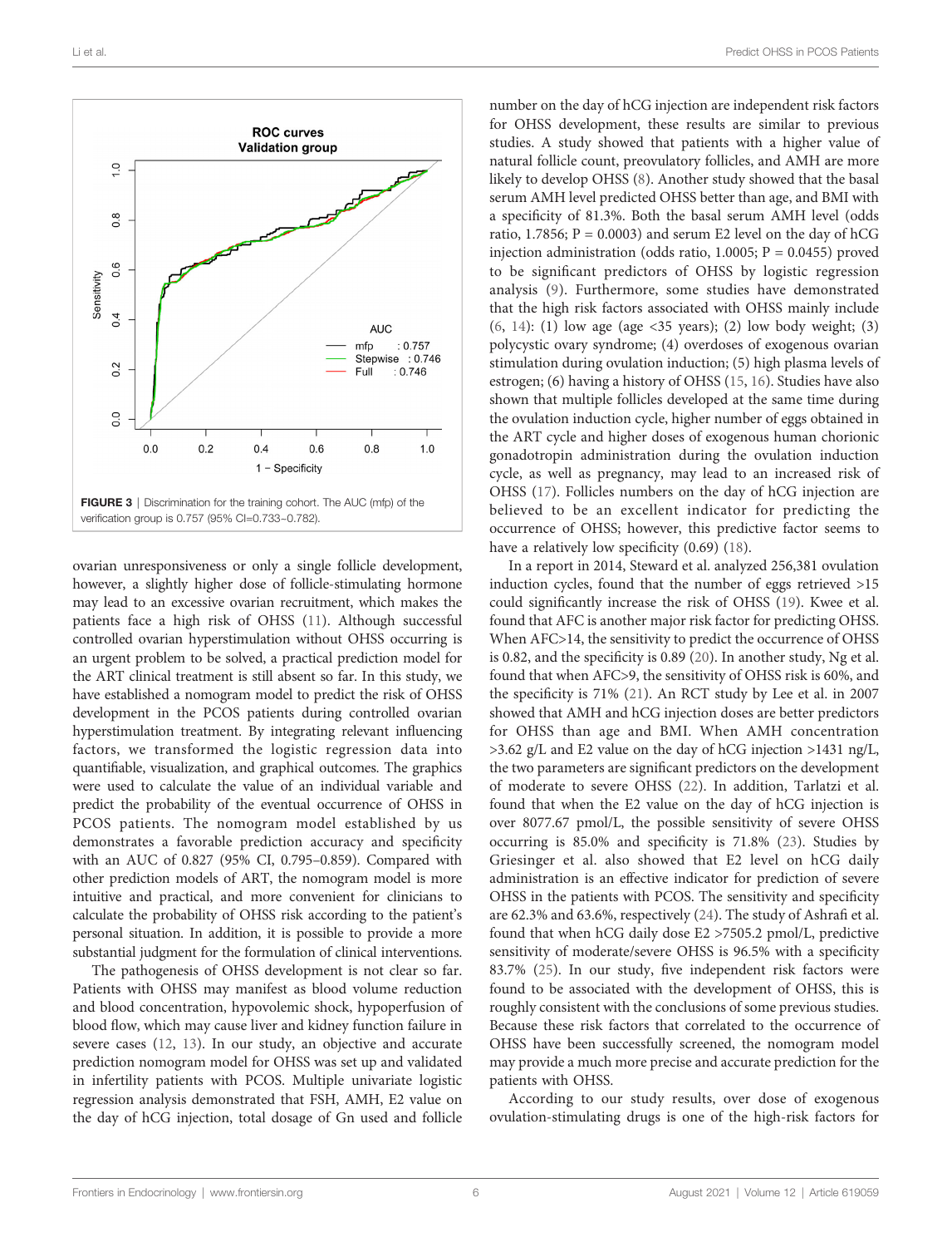**FIGURE 3** | Discrimination for the training cohort. The AUC (mfp) of the verification group is 0.757 (95% CI=0.733–0.782).

ovarian unresponsiveness or only a single follicle development, however, a slightly higher dose of follicle-stimulating hormone may lead to an excessive ovarian recruitment, which makes the patients face a high risk of OHSS (11). Although successful controlled ovarian hyperstimulation without OHSS occurring is an urgent problem to be solved, a practical prediction model for the ART clinical treatment is still absent so far. In this study, we have established a nomogram model to predict the risk of OHSS development in the PCOS patients during controlled ovarian hyperstimulation treatment. By integrating relevant influencing factors, we transformed the logistic regression data into quantifiable, visualization, and graphical outcomes. The graphics were used to calculate the value of an individual variable and predict the probability of the eventual occurrence of OHSS in PCOS patients. The nomogram model established by us demonstrates a favorable prediction accuracy and specificity with an AUC of 0.827 (95% CI, 0.795–0.859). Compared with other prediction models of ART, the nomogram model is more intuitive and practical, and more convenient for clinicians to calculate the probability of OHSS risk according to the patient's personal situation. In addition, it is possible to provide a more substantial judgment for the formulation of clinical interventions.

The pathogenesis of OHSS development is not clear so far. Patients with OHSS may manifest as blood volume reduction and blood concentration, hypovolemic shock, hypoperfusion of blood flow, which may cause liver and kidney function failure in severe cases (12, 13). In our study, an objective and accurate prediction nomogram model for OHSS was set up and validated in infertility patients with PCOS. Multiple univariate logistic regression analysis demonstrated that FSH, AMH, E2 value on the day of hCG injection, total dosage of Gn used and follicle number on the day of hCG injection are independent risk factors for OHSS development, these results are similar to previous studies. A study showed that patients with a higher value of natural follicle count, preovulatory follicles, and AMH are more likely to develop OHSS (8). Another study showed that the basal serum AMH level predicted OHSS better than age, and BMI with a specificity of 81.3%. Both the basal serum AMH level (odds ratio, 1.7856; P = 0.0003) and serum E2 level on the day of hCG injection administration (odds ratio, 1.0005; P = 0.0455) proved to be significant predictors of OHSS by logistic regression analysis (9). Furthermore, some studies have demonstrated that the high risk factors associated with OHSS mainly include (6, 14): (1) low age (age <35 years); (2) low body weight; (3) polycystic ovary syndrome; (4) overdoses of exogenous ovarian stimulation during ovulation induction; (5) high plasma levels of estrogen; (6) having a history of OHSS (15, 16). Studies have also shown that multiple follicles developed at the same time during the ovulation induction cycle, higher number of eggs obtained in the ART cycle and higher doses of exogenous human chorionic gonadotropin administration during the ovulation induction cycle, as well as pregnancy, may lead to an increased risk of OHSS (17). Follicles numbers on the day of hCG injection are believed to be an excellent indicator for predicting the occurrence of OHSS; however, this predictive factor seems to have a relatively low specificity (0.69) (18).

In a report in 2014, Steward et al. analyzed 256,381 ovulation induction cycles, found that the number of eggs retrieved >15 could significantly increase the risk of OHSS (19). Kwee et al. found that AFC is another major risk factor for predicting OHSS. When AFC>14, the sensitivity to predict the occurrence of OHSS is 0.82, and the specificity is 0.89 (20). In another study, Ng et al. found that when AFC>9, the sensitivity of OHSS risk is 60%, and the specificity is 71% (21). An RCT study by Lee et al. in 2007 showed that AMH and hCG injection doses are better predictors for OHSS than age and BMI. When AMH concentration >3.62 g/L and E2 value on the day of hCG injection >1431 ng/L, the two parameters are significant predictors on the development of moderate to severe OHSS (22). In addition, Tarlatzi et al. found that when the E2 value on the day of hCG injection is over 8077.67 pmol/L, the possible sensitivity of severe OHSS occurring is 85.0% and specificity is 71.8% (23). Studies by Griesinger et al. also showed that E2 level on hCG daily administration is an effective indicator for prediction of severe OHSS in the patients with PCOS. The sensitivity and specificity are 62.3% and 63.6%, respectively (24). The study of Ashrafi et al. found that when hCG daily dose E2 >7505.2 pmol/L, predictive sensitivity of moderate/severe OHSS is 96.5% with a specificity 83.7% (25). In our study, five independent risk factors were found to be associated with the development of OHSS, this is roughly consistent with the conclusions of some previous studies. Because these risk factors that correlated to the occurrence of OHSS have been successfully screened, the nomogram model may provide a much more precise and accurate prediction for the patients with OHSS.

According to our study results, over dose of exogenous ovulation-stimulating drugs is one of the high-risk factors for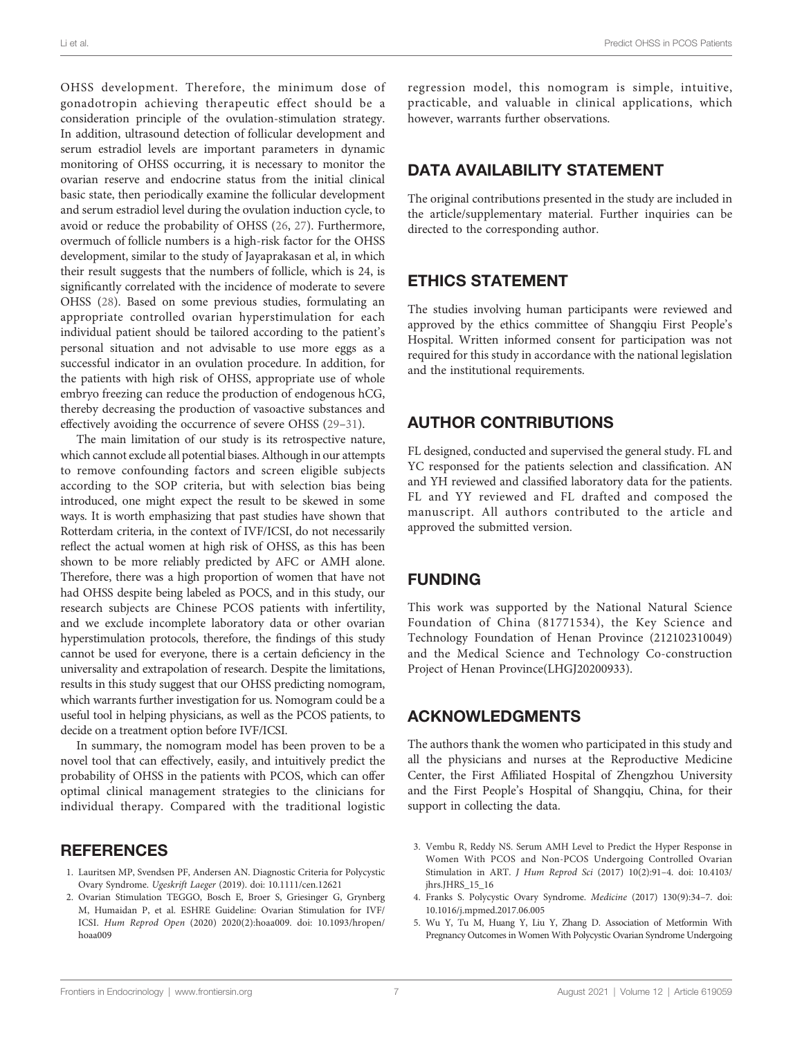OHSS development. Therefore, the minimum dose of gonadotropin achieving therapeutic effect should be a consideration principle of the ovulation-stimulation strategy. In addition, ultrasound detection of follicular development and serum estradiol levels are important parameters in dynamic monitoring of OHSS occurring, it is necessary to monitor the ovarian reserve and endocrine status from the initial clinical basic state, then periodically examine the follicular development and serum estradiol level during the ovulation induction cycle, to avoid or reduce the probability of OHSS (26, 27). Furthermore, overmuch of follicle numbers is a high-risk factor for the OHSS development, similar to the study of Jayaprakasan et al, in which their result suggests that the numbers of follicle, which is 24, is significantly correlated with the incidence of moderate to severe OHSS (28). Based on some previous studies, formulating an appropriate controlled ovarian hyperstimulation for each individual patient should be tailored according to the patient's personal situation and not advisable to use more eggs as a successful indicator in an ovulation procedure. In addition, for the patients with high risk of OHSS, appropriate use of whole embryo freezing can reduce the production of endogenous hCG, thereby decreasing the production of vasoactive substances and effectively avoiding the occurrence of severe OHSS (29–31).

The main limitation of our study is its retrospective nature, which cannot exclude all potential biases. Although in our attempts to remove confounding factors and screen eligible subjects according to the SOP criteria, but with selection bias being introduced, one might expect the result to be skewed in some ways. It is worth emphasizing that past studies have shown that Rotterdam criteria, in the context of IVF/ICSI, do not necessarily reflect the actual women at high risk of OHSS, as this has been shown to be more reliably predicted by AFC or AMH alone. Therefore, there was a high proportion of women that have not had OHSS despite being labeled as POCS, and in this study, our research subjects are Chinese PCOS patients with infertility, and we exclude incomplete laboratory data or other ovarian hyperstimulation protocols, therefore, the findings of this study cannot be used for everyone, there is a certain deficiency in the universality and extrapolation of research. Despite the limitations, results in this study suggest that our OHSS predicting nomogram, which warrants further investigation for us. Nomogram could be a useful tool in helping physicians, as well as the PCOS patients, to decide on a treatment option before IVF/ICSI.

In summary, the nomogram model has been proven to be a novel tool that can effectively, easily, and intuitively predict the probability of OHSS in the patients with PCOS, which can offer optimal clinical management strategies to the clinicians for individual therapy. Compared with the traditional logistic regression model, this nomogram is simple, intuitive, practicable, and valuable in clinical applications, which however, warrants further observations.

## DATA AVAILABILITY STATEMENT

The original contributions presented in the study are included in the article/supplementary material. Further inquiries can be directed to the corresponding author.

## ETHICS STATEMENT

The studies involving human participants were reviewed and approved by the ethics committee of Shangqiu First People's Hospital. Written informed consent for participation was not required for this study in accordance with the national legislation and the institutional requirements.

## AUTHOR CONTRIBUTIONS

FL designed, conducted and supervised the general study. FL and YC responsed for the patients selection and classification. AN and YH reviewed and classified laboratory data for the patients. FL and YY reviewed and FL drafted and composed the manuscript. All authors contributed to the article and approved the submitted version.

## FUNDING

This work was supported by the National Natural Science Foundation of China (81771534), the Key Science and Technology Foundation of Henan Province (212102310049) and the Medical Science and Technology Co-construction Project of Henan Province(LHGJ20200933).

## ACKNOWLEDGMENTS

The authors thank the women who participated in this study and all the physicians and nurses at the Reproductive Medicine Center, the First Affiliated Hospital of Zhengzhou University and the First People's Hospital of Shangqiu, China, for their support in collecting the data.

## REFERENCES

1. Lauritsen MP, Svendsen PF, Andersen AN. Diagnostic Criteria for Polycystic Ovary Syndrome. *Ugeskrift Laeger* (2019). doi: 10.1111/cen.12621
2. Ovarian Stimulation TEGGO, Bosch E, Broer S, Griesinger G, Grynberg M, Humaidan P, et al. ESHRE Guideline: Ovarian Stimulation for IVF/ICSI. *Hum Reprod Open* (2020) 2020(2):hoaa009. doi: 10.1093/hropen/hoaa009
3. Vembu R, Reddy NS. Serum AMH Level to Predict the Hyper Response in Women With PCOS and Non-PCOS Undergoing Controlled Ovarian Stimulation in ART. *J Hum Reprod Sci* (2017) 10(2):91–4. doi: 10.4103/jhrs.JHRS_15_16
4. Franks S. Polycystic Ovary Syndrome. *Medicine* (2017) 130(9):34–7. doi: 10.1016/j.mpmed.2017.06.005
5. Wu Y, Tu M, Huang Y, Liu Y, Zhang D. Association of Metformin With Pregnancy Outcomes in Women With Polycystic Ovarian Syndrome Undergoing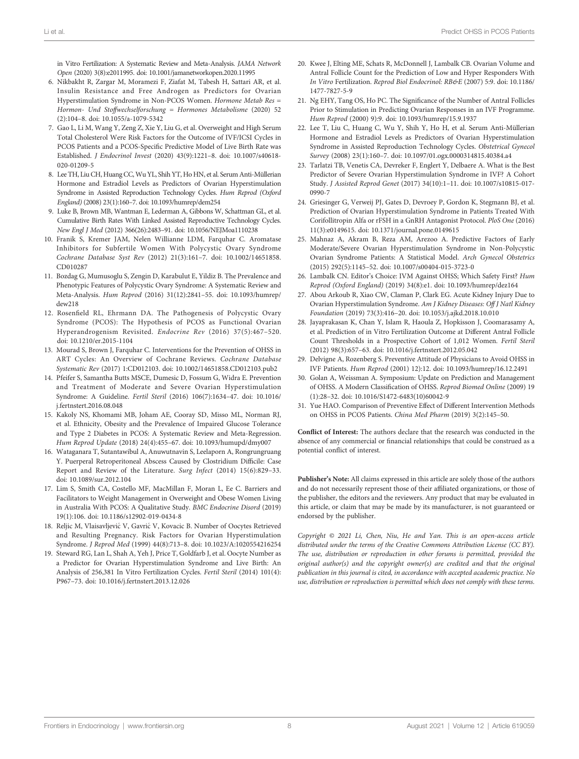in Vitro Fertilization: A Systematic Review and Meta-Analysis. *JAMA Network Open* (2020) 3(8):e2011995. doi: 10.1001/jamanetworkopen.2020.11995

6. Nikbakht R, Zargar M, Moramezi F, Ziafat M, Tabesh H, Sattari AR, et al. Insulin Resistance and Free Androgen as Predictors for Ovarian Hyperstimulation Syndrome in Non-PCOS Women. *Hormone Metab Res = Hormon- Und Stoffwechselforschung = Hormones Metabolisme* (2020) 52 (2):104–8. doi: 10.1055/a-1079-5342
7. Gao L, Li M, Wang Y, Zeng Z, Xie Y, Liu G, et al. Overweight and High Serum Total Cholesterol Were Risk Factors for the Outcome of IVF/ICSI Cycles in PCOS Patients and a PCOS-Specific Predictive Model of Live Birth Rate was Established. *J Endocrinol Invest* (2020) 43(9):1221–8. doi: 10.1007/s40618-020-01209-5
8. Lee TH, Liu CH, Huang CC, Wu YL, Shih YT, Ho HN, et al. Serum Anti-Müllerian Hormone and Estradiol Levels as Predictors of Ovarian Hyperstimulation Syndrome in Assisted Reproduction Technology Cycles. *Hum Reprod (Oxford England)* (2008) 23(1):160–7. doi: 10.1093/humrep/dem254
9. Luke B, Brown MB, Wantman E, Lederman A, Gibbons W, Schattman GL, et al. Cumulative Birth Rates With Linked Assisted Reproductive Technology Cycles. *New Engl J Med* (2012) 366(26):2483–91. doi: 10.1056/NEJMoa1110238
10. Franik S, Kremer JAM, Nelen Willianne LDM, Farquhar C. Aromatase Inhibitors for Subfertile Women With Polycystic Ovary Syndrome *Cochrane Database Syst Rev* (2012) 21(3):161–7. doi: 10.1002/14651858. CD010287
11. Bozdag G, Mumusoglu S, Zengin D, Karabulut E, Yildiz B. The Prevalence and Phenotypic Features of Polycystic Ovary Syndrome: A Systematic Review and Meta-Analysis. *Hum Reprod* (2016) 31(12):2841–55. doi: 10.1093/humrep/dew218
12. Rosenfield RL, Ehrmann DA. The Pathogenesis of Polycystic Ovary Syndrome (PCOS): The Hypothesis of PCOS as Functional Ovarian Hyperandrogenism Revisited. *Endocrine Rev* (2016) 37(5):467–520. doi: 10.1210/er.2015-1104
13. Mourad S, Brown J, Farquhar C. Interventions for the Prevention of OHSS in ART Cycles: An Overview of Cochrane Reviews. *Cochrane Database Systematic Rev* (2017) 1:CD012103. doi: 10.1002/14651858.CD012103.pub2
14. Pfeifer S, Samantha Butts MSCE, Dumesic D, Fossum G, Widra E. Prevention and Treatment of Moderate and Severe Ovarian Hyperstimulation Syndrome: A Guideline. *Fertil Steril* (2016) 106(7):1634–47. doi: 10.1016/j.fertnstert.2016.08.048
15. Kakoly NS, Khomami MB, Joham AE, Cooray SD, Misso ML, Norman RJ, et al. Ethnicity, Obesity and the Prevalence of Impaired Glucose Tolerance and Type 2 Diabetes in PCOS: A Systematic Review and Meta-Regression. *Hum Reprod Update* (2018) 24(4):455–67. doi: 10.1093/humupd/dmy007
16. Wataganara T, Sutantawibul A, Anuwutnavin S, Leelaporn A, Rongrungruang Y. Puerperal Retroperitoneal Abscess Caused by Clostridium Difficile: Case Report and Review of the Literature. *Surg Infect* (2014) 15(6):829–33. doi: 10.1089/sur.2012.104
17. Lim S, Smith CA, Costello MF, MacMillan F, Moran L, Ee C. Barriers and Facilitators to Weight Management in Overweight and Obese Women Living in Australia With PCOS: A Qualitative Study. *BMC Endocrine Disord* (2019) 19(1):106. doi: 10.1186/s12902-019-0434-8
18. Reljic M, Vlaisavljević V, Gavrić V, Kovacic B. Number of Oocytes Retrieved and Resulting Pregnancy. Risk Factors for Ovarian Hyperstimulation Syndrome. *J Reprod Med* (1999) 44(8):713–8. doi: 10.1023/A:1020554216254
19. Steward RG, Lan L, Shah A, Yeh J, Price T, Goldfarb J, et al. Oocyte Number as a Predictor for Ovarian Hyperstimulation Syndrome and Live Birth: An Analysis of 256,381 In Vitro Fertilization Cycles. *Fertil Steril* (2014) 101(4): P967–73. doi: 10.1016/j.fertnstert.2013.12.026
20. Kwee J, Elting ME, Schats R, McDonnell J, Lambalk CB. Ovarian Volume and Antral Follicle Count for the Prediction of Low and Hyper Responders With *In Vitro* Fertilization. *Reprod Biol Endocrinol: RB&E* (2007) 5:9. doi: 10.1186/1477-7827-5-9
21. Ng EHY, Tang OS, Ho PC. The Significance of the Number of Antral Follicles Prior to Stimulation in Predicting Ovarian Responses in an IVF Programme. *Hum Reprod* (2000) 9):9. doi: 10.1093/humrep/15.9.1937
22. Lee T, Liu C, Huang C, Wu Y, Shih Y, Ho H, et al. Serum Anti-Müllerian Hormone and Estradiol Levels as Predictors of Ovarian Hyperstimulation Syndrome in Assisted Reproduction Technology Cycles. *Obstetrical Gynecol Survey* (2008) 23(1):160–7. doi: 10.1097/01.ogx.0000314815.40384.a4
23. Tarlatzi TB, Venetis CA, Devreker F, Englert Y, Delbaere A. What is the Best Predictor of Severe Ovarian Hyperstimulation Syndrome in IVF? A Cohort Study. *J Assisted Reprod Genet* (2017) 34(10):1–11. doi: 10.1007/s10815-017-0990-7
24. Griesinger G, Verweij PJ, Gates D, Devroey P, Gordon K, Stegmann BJ, et al. Prediction of Ovarian Hyperstimulation Syndrome in Patients Treated With Corifollitropin Alfa or rFSH in a GnRH Antagonist Protocol. *PloS One* (2016) 11(3):e0149615. doi: 10.1371/journal.pone.0149615
25. Mahnaz A, Akram B, Reza AM, Arezoo A. Predictive Factors of Early Moderate/Severe Ovarian Hyperstimulation Syndrome in Non-Polycystic Ovarian Syndrome Patients: A Statistical Model. *Arch Gynecol Obstetrics* (2015) 292(5):1145–52. doi: 10.1007/s00404-015-3723-0
26. Lambalk CN. Editor's Choice: IVM Against OHSS; Which Safety First? *Hum Reprod (Oxford England)* (2019) 34(8):e1. doi: 10.1093/humrep/dez164
27. Abou Arkoub R, Xiao CW, Claman P, Clark EG. Acute Kidney Injury Due to Ovarian Hyperstimulation Syndrome. *Am J Kidney Diseases: Off J Natl Kidney Foundation* (2019) 73(3):416–20. doi: 10.1053/j.ajkd.2018.10.010
28. Jayaprakasan K, Chan Y, Islam R, Haoula Z, Hopkisson J, Coomarasamy A, et al. Prediction of in Vitro Fertilization Outcome at Different Antral Follicle Count Thresholds in a Prospective Cohort of 1,012 Women. *Fertil Steril* (2012) 98(3):657–63. doi: 10.1016/j.fertnstert.2012.05.042
29. Delvigne A, Rozenberg S. Preventive Attitude of Physicians to Avoid OHSS in IVF Patients. *Hum Reprod* (2001) 12):12. doi: 10.1093/humrep/16.12.2491
30. Golan A, Weissman A. Symposium: Update on Prediction and Management of OHSS. A Modern Classification of OHSS. *Reprod Biomed Online* (2009) 19 (1):28–32. doi: 10.1016/S1472-6483(10)60042-9
31. Yue HAO. Comparison of Preventive Effect of Different Intervention Methods on OHSS in PCOS Patients. *China Med Pharm* (2019) 3(2):145–50.

**Conflict of Interest:** The authors declare that the research was conducted in the absence of any commercial or financial relationships that could be construed as a potential conflict of interest.

**Publisher's Note:** All claims expressed in this article are solely those of the authors and do not necessarily represent those of their affiliated organizations, or those of the publisher, the editors and the reviewers. Any product that may be evaluated in this article, or claim that may be made by its manufacturer, is not guaranteed or endorsed by the publisher.

*Copyright © 2021 Li, Chen, Niu, He and Yan. This is an open-access article distributed under the terms of the Creative Commons Attribution License (CC BY). The use, distribution or reproduction in other forums is permitted, provided the original author(s) and the copyright owner(s) are credited and that the original publication in this journal is cited, in accordance with accepted academic practice. No use, distribution or reproduction is permitted which does not comply with these terms.*